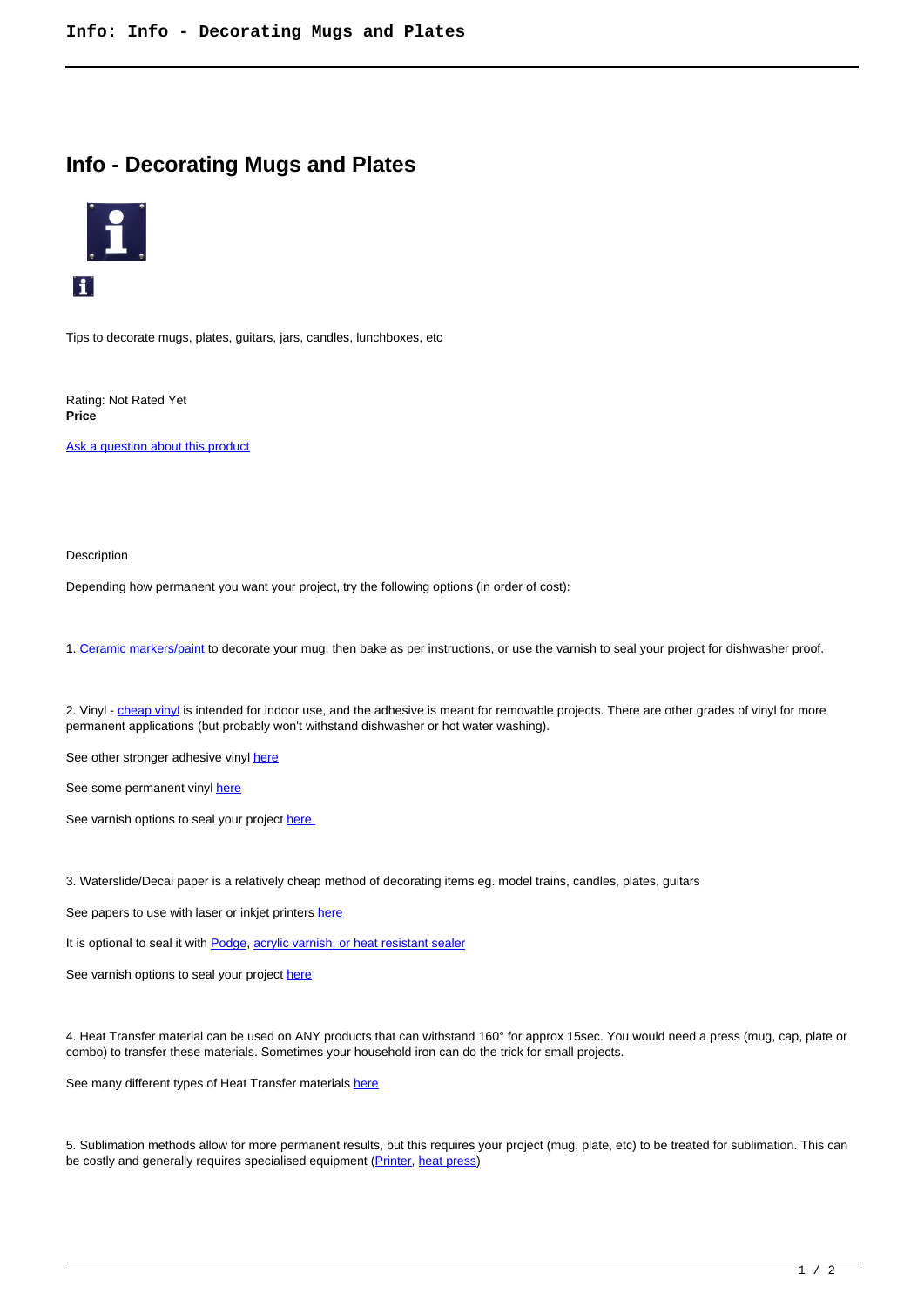# Info - Decorating Mugs and Plates

Tips to decorate mugs, plates, guitars, jars, candles, lunchboxes, etc

Rating: Not Rated Yet
**Price**

Ask a question about this product

Description

Depending how permanent you want your project, try the following options (in order of cost):

1. Ceramic markers/paint to decorate your mug, then bake as per instructions, or use the varnish to seal your project for dishwasher proof.

2. Vinyl - cheap vinyl is intended for indoor use, and the adhesive is meant for removable projects. There are other grades of vinyl for more permanent applications (but probably won't withstand dishwasher or hot water washing).

See other stronger adhesive vinyl here

See some permanent vinyl here

See varnish options to seal your project here

3. Waterslide/Decal paper is a relatively cheap method of decorating items eg. model trains, candles, plates, guitars

See papers to use with laser or inkjet printers here

It is optional to seal it with Podge, acrylic varnish, or heat resistant sealer

See varnish options to seal your project here

4. Heat Transfer material can be used on ANY products that can withstand 160° for approx 15sec. You would need a press (mug, cap, plate or combo) to transfer these materials. Sometimes your household iron can do the trick for small projects.

See many different types of Heat Transfer materials here

5. Sublimation methods allow for more permanent results, but this requires your project (mug, plate, etc) to be treated for sublimation. This can be costly and generally requires specialised equipment (Printer, heat press)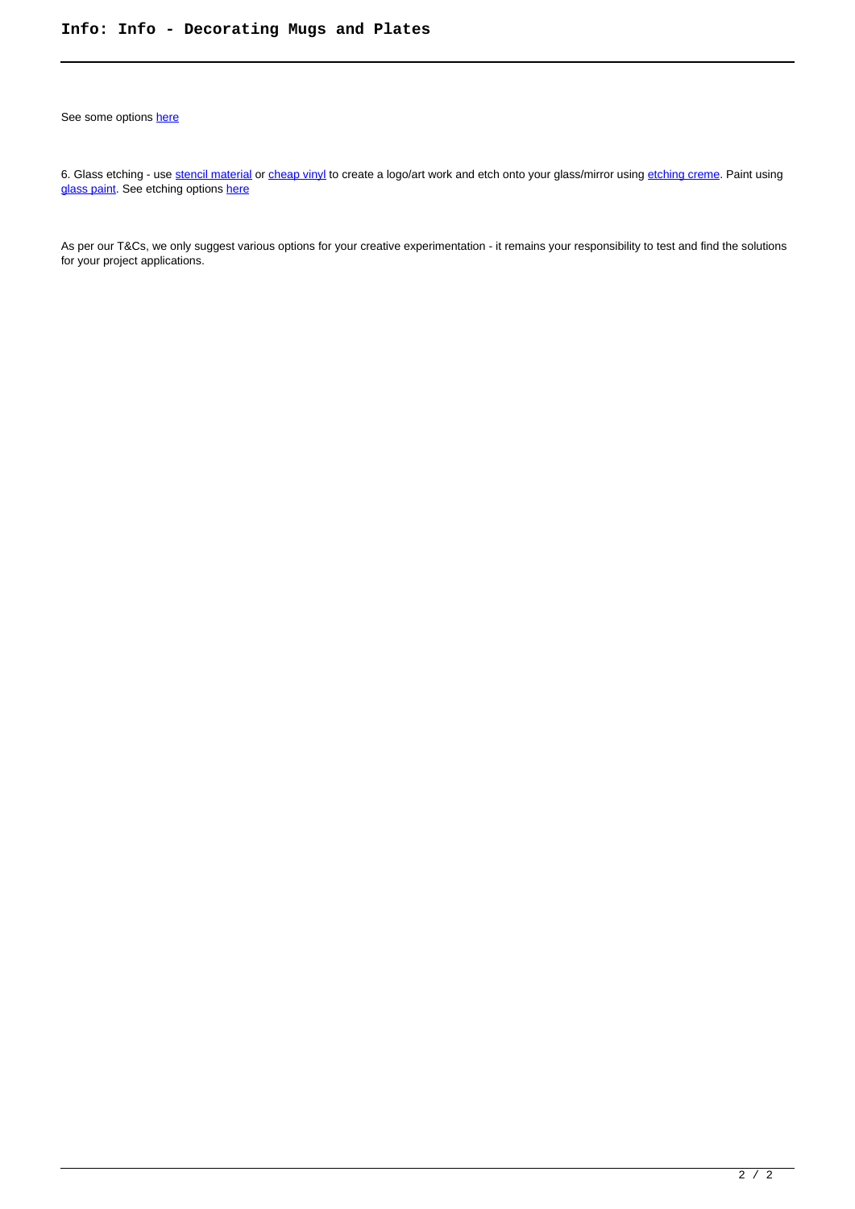See some options here

6. Glass etching - use stencil material or cheap vinyl to create a logo/art work and etch onto your glass/mirror using etching creme. Paint using glass paint. See etching options here

As per our T&Cs, we only suggest various options for your creative experimentation - it remains your responsibility to test and find the solutions for your project applications.